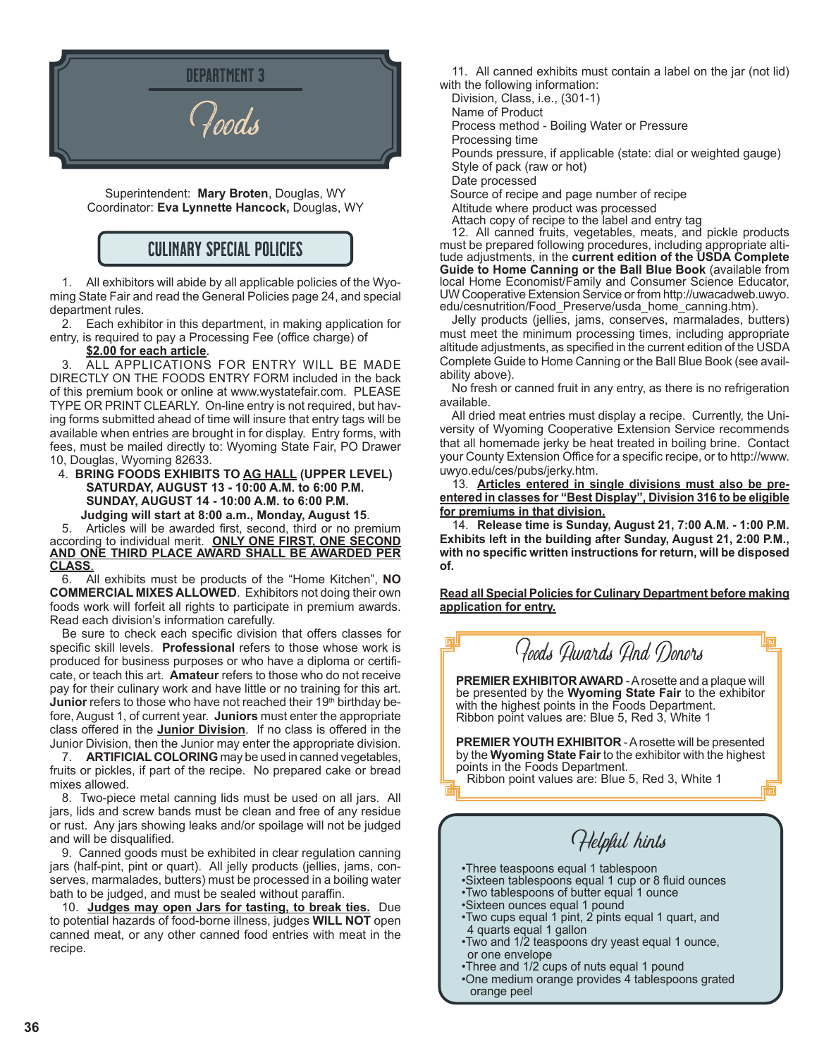# DEPARTMENT 3

# Foods

Superintendent: **Mary Broten**, Douglas, WY
Coordinator: **Eva Lynnette Hancock,** Douglas, WY

## CULINARY SPECIAL POLICIES

1. All exhibitors will abide by all applicable policies of the Wyoming State Fair and read the General Policies page 24, and special department rules.

2. Each exhibitor in this department, in making application for entry, is required to pay a Processing Fee (office charge) of **$2.00 for each article**.

3. ALL APPLICATIONS FOR ENTRY WILL BE MADE DIRECTLY ON THE FOODS ENTRY FORM included in the back of this premium book or online at www.wystatefair.com. PLEASE TYPE OR PRINT CLEARLY. On-line entry is not required, but having forms submitted ahead of time will insure that entry tags will be available when entries are brought in for display. Entry forms, with fees, must be mailed directly to: Wyoming State Fair, PO Drawer 10, Douglas, Wyoming 82633.

4. **BRING FOODS EXHIBITS TO AG HALL (UPPER LEVEL)**
**SATURDAY, AUGUST 13 - 10:00 A.M. to 6:00 P.M.**
**SUNDAY, AUGUST 14 - 10:00 A.M. to 6:00 P.M.**
**Judging will start at 8:00 a.m., Monday, August 15**.

5. Articles will be awarded first, second, third or no premium according to individual merit. **ONLY ONE FIRST, ONE SECOND AND ONE THIRD PLACE AWARD SHALL BE AWARDED PER CLASS**.

6. All exhibits must be products of the "Home Kitchen", **NO COMMERCIAL MIXES ALLOWED**. Exhibitors not doing their own foods work will forfeit all rights to participate in premium awards. Read each division's information carefully.

Be sure to check each specific division that offers classes for specific skill levels. **Professional** refers to those whose work is produced for business purposes or who have a diploma or certificate, or teach this art. **Amateur** refers to those who do not receive pay for their culinary work and have little or no training for this art. **Junior** refers to those who have not reached their 19th birthday before, August 1, of current year. **Juniors** must enter the appropriate class offered in the **Junior Division**. If no class is offered in the Junior Division, then the Junior may enter the appropriate division.

7. **ARTIFICIAL COLORING** may be used in canned vegetables, fruits or pickles, if part of the recipe. No prepared cake or bread mixes allowed.

8. Two-piece metal canning lids must be used on all jars. All jars, lids and screw bands must be clean and free of any residue or rust. Any jars showing leaks and/or spoilage will not be judged and will be disqualified.

9. Canned goods must be exhibited in clear regulation canning jars (half-pint, pint or quart). All jelly products (jellies, jams, conserves, marmalades, butters) must be processed in a boiling water bath to be judged, and must be sealed without paraffin.

10. **Judges may open Jars for tasting, to break ties.** Due to potential hazards of food-borne illness, judges **WILL NOT** open canned meat, or any other canned food entries with meat in the recipe.

11. All canned exhibits must contain a label on the jar (not lid) with the following information:
Division, Class, i.e., (301-1)
Name of Product
Process method - Boiling Water or Pressure
Processing time
Pounds pressure, if applicable (state: dial or weighted gauge)
Style of pack (raw or hot)
Date processed
Source of recipe and page number of recipe
Altitude where product was processed
Attach copy of recipe to the label and entry tag

12. All canned fruits, vegetables, meats, and pickle products must be prepared following procedures, including appropriate altitude adjustments, in the **current edition of the USDA Complete Guide to Home Canning or the Ball Blue Book** (available from local Home Economist/Family and Consumer Science Educator, UW Cooperative Extension Service or from http://uwacadweb.uwyo.edu/cesnutrition/Food_Preserve/usda_home_canning.htm).

Jelly products (jellies, jams, conserves, marmalades, butters) must meet the minimum processing times, including appropriate altitude adjustments, as specified in the current edition of the USDA Complete Guide to Home Canning or the Ball Blue Book (see availability above).

No fresh or canned fruit in any entry, as there is no refrigeration available.

All dried meat entries must display a recipe. Currently, the University of Wyoming Cooperative Extension Service recommends that all homemade jerky be heat treated in boiling brine. Contact your County Extension Office for a specific recipe, or to http://www.uwyo.edu/ces/pubs/jerky.htm.

13. **Articles entered in single divisions must also be pre-entered in classes for "Best Display", Division 316 to be eligible for premiums in that division.**

14. **Release time is Sunday, August 21, 7:00 A.M. - 1:00 P.M. Exhibits left in the building after Sunday, August 21, 2:00 P.M., with no specific written instructions for return, will be disposed of.**

**Read all Special Policies for Culinary Department before making application for entry.**

## Foods Awards And Donors

**PREMIER EXHIBITOR AWARD** - A rosette and a plaque will be presented by the **Wyoming State Fair** to the exhibitor with the highest points in the Foods Department.
Ribbon point values are: Blue 5, Red 3, White 1

**PREMIER YOUTH EXHIBITOR** - A rosette will be presented by the **Wyoming State Fair** to the exhibitor with the highest points in the Foods Department.
Ribbon point values are: Blue 5, Red 3, White 1

## Helpful hints

- Three teaspoons equal 1 tablespoon
- Sixteen tablespoons equal 1 cup or 8 fluid ounces
- Two tablespoons of butter equal 1 ounce
- Sixteen ounces equal 1 pound
- Two cups equal 1 pint, 2 pints equal 1 quart, and 4 quarts equal 1 gallon
- Two and 1/2 teaspoons dry yeast equal 1 ounce, or one envelope
- Three and 1/2 cups of nuts equal 1 pound
- One medium orange provides 4 tablespoons grated orange peel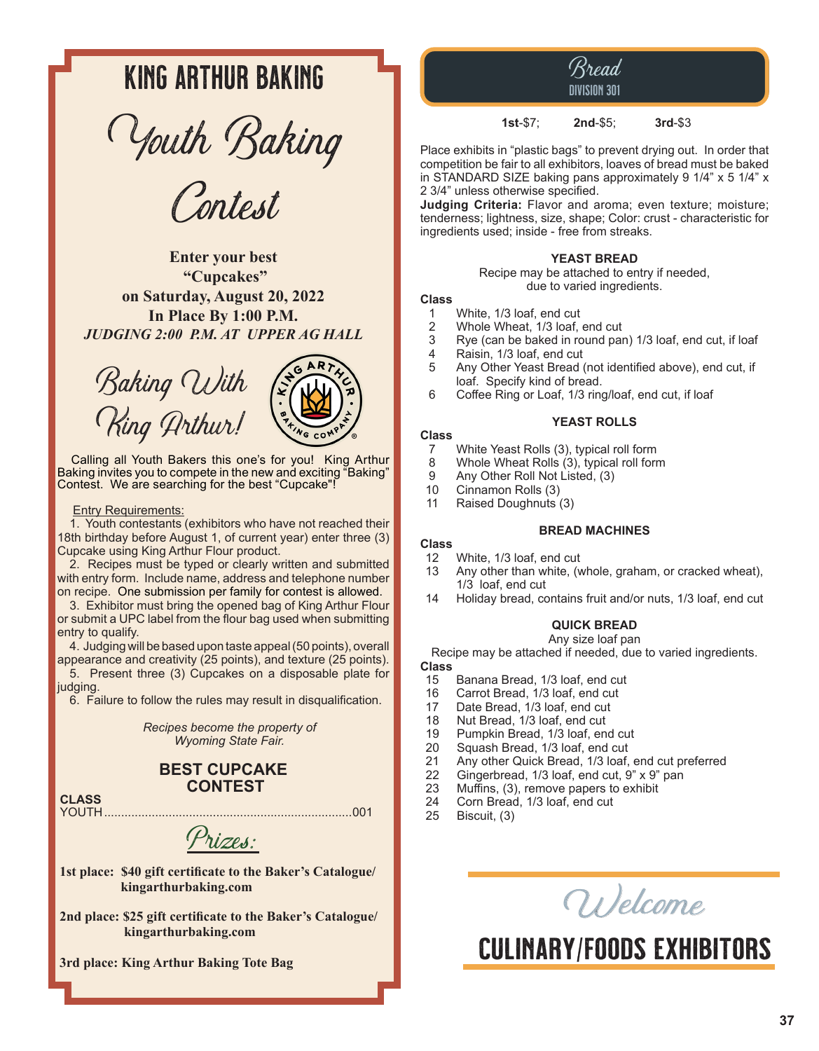# KING ARTHUR BAKING

## Youth Baking Contest

**Enter your best "Cupcakes" on Saturday, August 20, 2022**
**In Place By 1:00 P.M.**
***JUDGING 2:00 P.M. AT UPPER AG HALL***

### Baking With King Arthur!

Calling all Youth Bakers this one's for you! King Arthur Baking invites you to compete in the new and exciting "Baking" Contest. We are searching for the best "Cupcake"!

Entry Requirements:

1. Youth contestants (exhibitors who have not reached their 18th birthday before August 1, of current year) enter three (3) Cupcake using King Arthur Flour product.
2. Recipes must be typed or clearly written and submitted with entry form. Include name, address and telephone number on recipe. One submission per family for contest is allowed.
3. Exhibitor must bring the opened bag of King Arthur Flour or submit a UPC label from the flour bag used when submitting entry to qualify.
4. Judging will be based upon taste appeal (50 points), overall appearance and creativity (25 points), and texture (25 points).
5. Present three (3) Cupcakes on a disposable plate for judging.
6. Failure to follow the rules may result in disqualification.

*Recipes become the property of Wyoming State Fair.*

### BEST CUPCAKE CONTEST

**CLASS**
YOUTH ........................................................................ 001

### Prizes:

**1st place: $40 gift certificate to the Baker's Catalogue/ kingarthurbaking.com**

**2nd place: $25 gift certificate to the Baker's Catalogue/ kingarthurbaking.com**

**3rd place: King Arthur Baking Tote Bag**

# Bread
## DIVISION 301

**1st**-$7; **2nd**-$5; **3rd**-$3

Place exhibits in "plastic bags" to prevent drying out. In order that competition be fair to all exhibitors, loaves of bread must be baked in STANDARD SIZE baking pans approximately 9 1/4" x 5 1/4" x 2 3/4" unless otherwise specified.

**Judging Criteria:** Flavor and aroma; even texture; moisture; tenderness; lightness, size, shape; Color: crust - characteristic for ingredients used; inside - free from streaks.

### YEAST BREAD

Recipe may be attached to entry if needed, due to varied ingredients.

**Class**
1 White, 1/3 loaf, end cut
2 Whole Wheat, 1/3 loaf, end cut
3 Rye (can be baked in round pan) 1/3 loaf, end cut, if loaf
4 Raisin, 1/3 loaf, end cut
5 Any Other Yeast Bread (not identified above), end cut, if loaf. Specify kind of bread.
6 Coffee Ring or Loaf, 1/3 ring/loaf, end cut, if loaf

### YEAST ROLLS

**Class**
7 White Yeast Rolls (3), typical roll form
8 Whole Wheat Rolls (3), typical roll form
9 Any Other Roll Not Listed, (3)
10 Cinnamon Rolls (3)
11 Raised Doughnuts (3)

### BREAD MACHINES

**Class**
12 White, 1/3 loaf, end cut
13 Any other than white, (whole, graham, or cracked wheat), 1/3 loaf, end cut
14 Holiday bread, contains fruit and/or nuts, 1/3 loaf, end cut

### QUICK BREAD

Any size loaf pan
Recipe may be attached if needed, due to varied ingredients.

**Class**
15 Banana Bread, 1/3 loaf, end cut
16 Carrot Bread, 1/3 loaf, end cut
17 Date Bread, 1/3 loaf, end cut
18 Nut Bread, 1/3 loaf, end cut
19 Pumpkin Bread, 1/3 loaf, end cut
20 Squash Bread, 1/3 loaf, end cut
21 Any other Quick Bread, 1/3 loaf, end cut preferred
22 Gingerbread, 1/3 loaf, end cut, 9" x 9" pan
23 Muffins, (3), remove papers to exhibit
24 Corn Bread, 1/3 loaf, end cut
25 Biscuit, (3)

## Welcome
# CULINARY/FOODS EXHIBITORS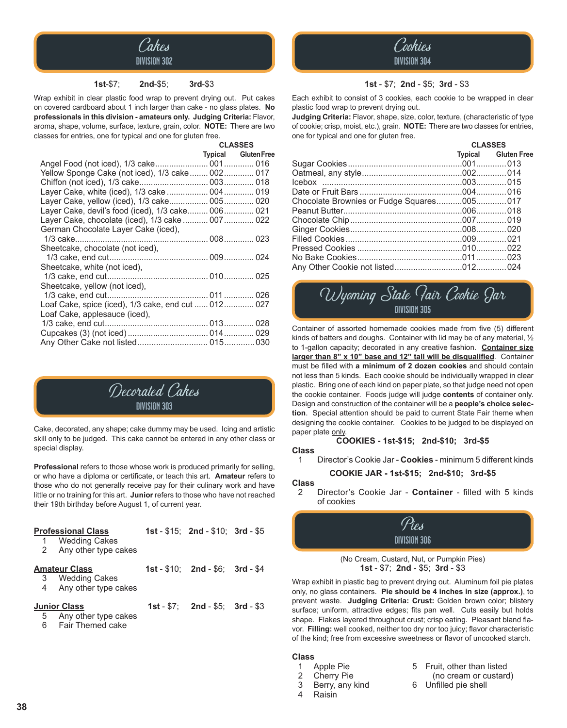## Cakes
### DIVISION 302

**1st**-$7; **2nd**-$5; **3rd**-$3

Wrap exhibit in clear plastic food wrap to prevent drying out. Put cakes on covered cardboard about 1 inch larger than cake - no glass plates. **No professionals in this division - amateurs only. Judging Criteria:** Flavor, aroma, shape, volume, surface, texture, grain, color. **NOTE:** There are two classes for entries, one for typical and one for gluten free.

| | CLASSES | |
|---|---|---|
| | Typical | Gluten Free |
| Angel Food (not iced), 1/3 cake | 001 | 016 |
| Yellow Sponge Cake (not iced), 1/3 cake | 002 | 017 |
| Chiffon (not iced), 1/3 cake | 003 | 018 |
| Layer Cake, white (iced), 1/3 cake | 004 | 019 |
| Layer Cake, yellow (iced), 1/3 cake | 005 | 020 |
| Layer Cake, devil's food (iced), 1/3 cake | 006 | 021 |
| Layer Cake, chocolate (iced), 1/3 cake | 007 | 022 |
| German Chocolate Layer Cake (iced), 1/3 cake | 008 | 023 |
| Sheetcake, chocolate (not iced), 1/3 cake, end cut | 009 | 024 |
| Sheetcake, white (not iced), 1/3 cake, end cut | 010 | 025 |
| Sheetcake, yellow (not iced), 1/3 cake, end cut | 011 | 026 |
| Loaf Cake, spice (iced), 1/3 cake, end cut | 012 | 027 |
| Loaf Cake, applesauce (iced), 1/3 cake, end cut | 013 | 028 |
| Cupcakes (3) (not iced) | 014 | 029 |
| Any Other Cake not listed | 015 | 030 |

## Decorated Cakes
### DIVISION 303

Cake, decorated, any shape; cake dummy may be used. Icing and artistic skill only to be judged. This cake cannot be entered in any other class or special display.

**Professional** refers to those whose work is produced primarily for selling, or who have a diploma or certificate, or teach this art. **Amateur** refers to those who do not generally receive pay for their culinary work and have little or no training for this art. **Junior** refers to those who have not reached their 19th birthday before August 1, of current year.

**Professional Class** — **1st** - $15; **2nd** - $10; **3rd** - $5
1. Wedding Cakes
2. Any other type cakes

**Amateur Class** — **1st** - $10; **2nd** - $6; **3rd** - $4
3. Wedding Cakes
4. Any other type cakes

**Junior Class** — **1st** - $7; **2nd** - $5; **3rd** - $3
5. Any other type cakes
6. Fair Themed cake

## Cookies
### DIVISION 304

**1st** - $7; **2nd** - $5; **3rd** - $3

Each exhibit to consist of 3 cookies, each cookie to be wrapped in clear plastic food wrap to prevent drying out.
**Judging Criteria:** Flavor, shape, size, color, texture, (characteristic of type of cookie; crisp, moist, etc.), grain. **NOTE:** There are two classes for entries, one for typical and one for gluten free.

| | CLASSES | |
|---|---|---|
| | Typical | Gluten Free |
| Sugar Cookies | 001 | 013 |
| Oatmeal, any style | 002 | 014 |
| Icebox | 003 | 015 |
| Date or Fruit Bars | 004 | 016 |
| Chocolate Brownies or Fudge Squares | 005 | 017 |
| Peanut Butter | 006 | 018 |
| Chocolate Chip | 007 | 019 |
| Ginger Cookies | 008 | 020 |
| Filled Cookies | 009 | 021 |
| Pressed Cookies | 010 | 022 |
| No Bake Cookies | 011 | 023 |
| Any Other Cookie not listed | 012 | 024 |

## Wyoming State Fair Cookie Jar
### DIVISION 305

Container of assorted homemade cookies made from five (5) different kinds of batters and doughs. Container with lid may be of any material, ½ to 1-gallon capacity; decorated in any creative fashion. **Container size larger than 8" x 10" base and 12" tall will be disqualified**. Container must be filled with **a minimum of 2 dozen cookies** and should contain not less than 5 kinds. Each cookie should be individually wrapped in clear plastic. Bring one of each kind on paper plate, so that judge need not open the cookie container. Foods judge will judge **contents** of container only. Design and construction of the container will be a **people's choice selection**. Special attention should be paid to current State Fair theme when designing the cookie container. Cookies to be judged to be displayed on paper plate only.

**COOKIES - 1st-$15; 2nd-$10; 3rd-$5**

**Class**
1. Director's Cookie Jar - **Cookies** - minimum 5 different kinds

**COOKIE JAR - 1st-$15; 2nd-$10; 3rd-$5**

**Class**

2. Director's Cookie Jar - **Container** - filled with 5 kinds of cookies

## Pies
### DIVISION 306

(No Cream, Custard, Nut, or Pumpkin Pies)
**1st** - $7; **2nd** - $5; **3rd** - $3

Wrap exhibit in plastic bag to prevent drying out. Aluminum foil pie plates only, no glass containers. **Pie should be 4 inches in size (approx.)**, to prevent waste. **Judging Criteria: Crust:** Golden brown color; blistery surface; uniform, attractive edges; fits pan well. Cuts easily but holds shape. Flakes layered throughout crust; crisp eating. Pleasant bland flavor. **Filling:** well cooked, neither too dry nor too juicy; flavor characteristic of the kind; free from excessive sweetness or flavor of uncooked starch.

**Class**
1. Apple Pie
2. Cherry Pie
3. Berry, any kind
4. Raisin
5. Fruit, other than listed (no cream or custard)
6. Unfilled pie shell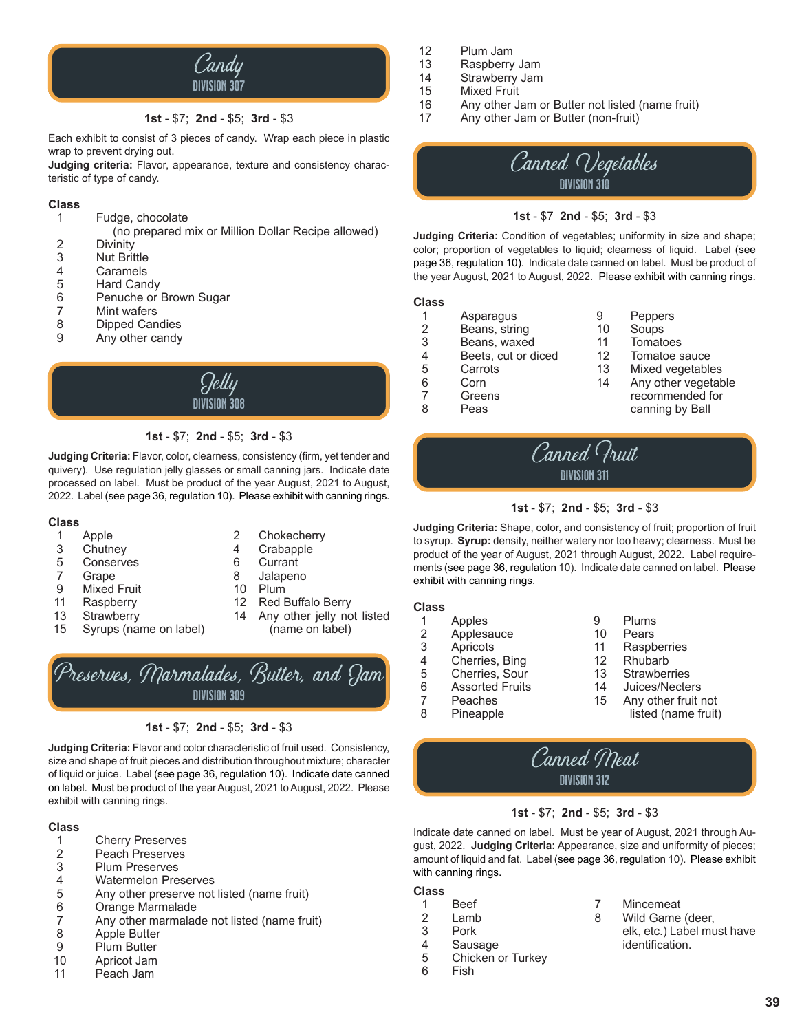## Candy
### DIVISION 307

**1st** - $7; **2nd** - $5; **3rd** - $3

Each exhibit to consist of 3 pieces of candy. Wrap each piece in plastic wrap to prevent drying out.
**Judging criteria:** Flavor, appearance, texture and consistency characteristic of type of candy.

**Class**

1. Fudge, chocolate (no prepared mix or Million Dollar Recipe allowed)
2. Divinity
3. Nut Brittle
4. Caramels
5. Hard Candy
6. Penuche or Brown Sugar
7. Mint wafers
8. Dipped Candies
9. Any other candy

## Jelly
### DIVISION 308

**1st** - $7; **2nd** - $5; **3rd** - $3

**Judging Criteria:** Flavor, color, clearness, consistency (firm, yet tender and quivery). Use regulation jelly glasses or small canning jars. Indicate date processed on label. Must be product of the year August, 2021 to August, 2022. Label (see page 36, regulation 10). Please exhibit with canning rings.

**Class**

1. Apple
2. Chokecherry
3. Chutney
4. Crabapple
5. Conserves
6. Currant
7. Grape
8. Jalapeno
9. Mixed Fruit
10. Plum
11. Raspberry
12. Red Buffalo Berry
13. Strawberry
14. Any other jelly not listed (name on label)
15. Syrups (name on label)

## Preserves, Marmalades, Butter, and Jam
### DIVISION 309

**1st** - $7; **2nd** - $5; **3rd** - $3

**Judging Criteria:** Flavor and color characteristic of fruit used. Consistency, size and shape of fruit pieces and distribution throughout mixture; character of liquid or juice. Label (see page 36, regulation 10). Indicate date canned on label. Must be product of the year August, 2021 to August, 2022. Please exhibit with canning rings.

**Class**

1. Cherry Preserves
2. Peach Preserves
3. Plum Preserves
4. Watermelon Preserves
5. Any other preserve not listed (name fruit)
6. Orange Marmalade
7. Any other marmalade not listed (name fruit)
8. Apple Butter
9. Plum Butter
10. Apricot Jam
11. Peach Jam
12. Plum Jam
13. Raspberry Jam
14. Strawberry Jam
15. Mixed Fruit
16. Any other Jam or Butter not listed (name fruit)
17. Any other Jam or Butter (non-fruit)

## Canned Vegetables
### DIVISION 310

**1st** - $7 **2nd** - $5; **3rd** - $3

**Judging Criteria:** Condition of vegetables; uniformity in size and shape; color; proportion of vegetables to liquid; clearness of liquid. Label (see page 36, regulation 10). Indicate date canned on label. Must be product of the year August, 2021 to August, 2022. Please exhibit with canning rings.

**Class**

1. Asparagus
2. Beans, string
3. Beans, waxed
4. Beets, cut or diced
5. Carrots
6. Corn
7. Greens
8. Peas
9. Peppers
10. Soups
11. Tomatoes
12. Tomatoe sauce
13. Mixed vegetables
14. Any other vegetable recommended for canning by Ball

## Canned Fruit
### DIVISION 311

**1st** - $7; **2nd** - $5; **3rd** - $3

**Judging Criteria:** Shape, color, and consistency of fruit; proportion of fruit to syrup. **Syrup:** density, neither watery nor too heavy; clearness. Must be product of the year of August, 2021 through August, 2022. Label requirements (see page 36, regulation 10). Indicate date canned on label. Please exhibit with canning rings.

**Class**

1. Apples
2. Applesauce
3. Apricots
4. Cherries, Bing
5. Cherries, Sour
6. Assorted Fruits
7. Peaches
8. Pineapple
9. Plums
10. Pears
11. Raspberries
12. Rhubarb
13. Strawberries
14. Juices/Necters
15. Any other fruit not listed (name fruit)

## Canned Meat
### DIVISION 312

**1st** - $7; **2nd** - $5; **3rd** - $3

Indicate date canned on label. Must be year of August, 2021 through August, 2022. **Judging Criteria:** Appearance, size and uniformity of pieces; amount of liquid and fat. Label (see page 36, regulation 10). Please exhibit with canning rings.

**Class**

1. Beef
2. Lamb
3. Pork
4. Sausage
5. Chicken or Turkey
6. Fish
7. Mincemeat
8. Wild Game (deer, elk, etc.) Label must have identification.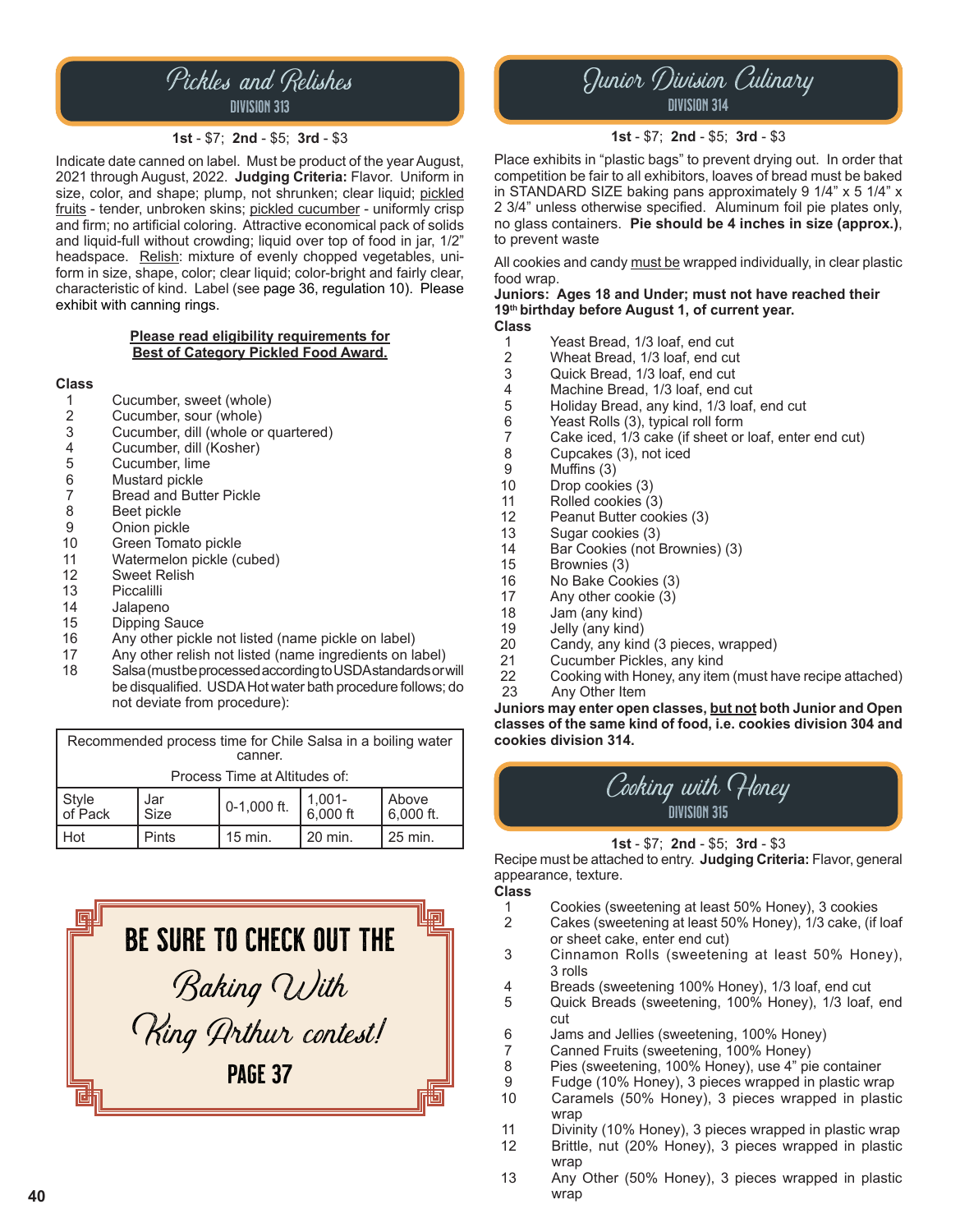## Pickles and Relishes

### DIVISION 313

**1st** - $7; **2nd** - $5; **3rd** - $3

Indicate date canned on label. Must be product of the year August, 2021 through August, 2022. **Judging Criteria:** Flavor. Uniform in size, color, and shape; plump, not shrunken; clear liquid; pickled fruits - tender, unbroken skins; pickled cucumber - uniformly crisp and firm; no artificial coloring. Attractive economical pack of solids and liquid-full without crowding; liquid over top of food in jar, 1/2" headspace. Relish: mixture of evenly chopped vegetables, uniform in size, shape, color; clear liquid; color-bright and fairly clear, characteristic of kind. Label (see page 36, regulation 10). Please exhibit with canning rings.

**Please read eligibility requirements for Best of Category Pickled Food Award.**

**Class**

1. Cucumber, sweet (whole)
2. Cucumber, sour (whole)
3. Cucumber, dill (whole or quartered)
4. Cucumber, dill (Kosher)
5. Cucumber, lime
6. Mustard pickle
7. Bread and Butter Pickle
8. Beet pickle
9. Onion pickle
10. Green Tomato pickle
11. Watermelon pickle (cubed)
12. Sweet Relish
13. Piccalilli
14. Jalapeno
15. Dipping Sauce
16. Any other pickle not listed (name pickle on label)
17. Any other relish not listed (name ingredients on label)
18. Salsa (must be processed according to USDA standards or will be disqualified. USDA Hot water bath procedure follows; do not deviate from procedure):

| Recommended process time for Chile Salsa in a boiling water canner. | | | | |
|---|---|---|---|---|
| Process Time at Altitudes of: | | | | |
| Style of Pack | Jar Size | 0-1,000 ft. | 1,001-6,000 ft | Above 6,000 ft. |
| Hot | Pints | 15 min. | 20 min. | 25 min. |

**BE SURE TO CHECK OUT THE *Baking With King Arthur contest!* PAGE 37**

## Junior Division Culinary

### DIVISION 314

**1st** - $7; **2nd** - $5; **3rd** - $3

Place exhibits in "plastic bags" to prevent drying out. In order that competition be fair to all exhibitors, loaves of bread must be baked in STANDARD SIZE baking pans approximately 9 1/4" x 5 1/4" x 2 3/4" unless otherwise specified. Aluminum foil pie plates only, no glass containers. **Pie should be 4 inches in size (approx.)**, to prevent waste

All cookies and candy must be wrapped individually, in clear plastic food wrap.

**Juniors: Ages 18 and Under; must not have reached their 19th birthday before August 1, of current year.**

**Class**

1. Yeast Bread, 1/3 loaf, end cut
2. Wheat Bread, 1/3 loaf, end cut
3. Quick Bread, 1/3 loaf, end cut
4. Machine Bread, 1/3 loaf, end cut
5. Holiday Bread, any kind, 1/3 loaf, end cut
6. Yeast Rolls (3), typical roll form
7. Cake iced, 1/3 cake (if sheet or loaf, enter end cut)
8. Cupcakes (3), not iced
9. Muffins (3)
10. Drop cookies (3)
11. Rolled cookies (3)
12. Peanut Butter cookies (3)
13. Sugar cookies (3)
14. Bar Cookies (not Brownies) (3)
15. Brownies (3)
16. No Bake Cookies (3)
17. Any other cookie (3)
18. Jam (any kind)
19. Jelly (any kind)
20. Candy, any kind (3 pieces, wrapped)
21. Cucumber Pickles, any kind
22. Cooking with Honey, any item (must have recipe attached)
23. Any Other Item

**Juniors may enter open classes, but not both Junior and Open classes of the same kind of food, i.e. cookies division 304 and cookies division 314.**

## Cooking with Honey

### DIVISION 315

**1st** - $7; **2nd** - $5; **3rd** - $3

Recipe must be attached to entry. **Judging Criteria:** Flavor, general appearance, texture.

**Class**

1. Cookies (sweetening at least 50% Honey), 3 cookies
2. Cakes (sweetening at least 50% Honey), 1/3 cake, (if loaf or sheet cake, enter end cut)
3. Cinnamon Rolls (sweetening at least 50% Honey), 3 rolls
4. Breads (sweetening 100% Honey), 1/3 loaf, end cut
5. Quick Breads (sweetening, 100% Honey), 1/3 loaf, end cut
6. Jams and Jellies (sweetening, 100% Honey)
7. Canned Fruits (sweetening, 100% Honey)
8. Pies (sweetening, 100% Honey), use 4" pie container
9. Fudge (10% Honey), 3 pieces wrapped in plastic wrap
10. Caramels (50% Honey), 3 pieces wrapped in plastic wrap
11. Divinity (10% Honey), 3 pieces wrapped in plastic wrap
12. Brittle, nut (20% Honey), 3 pieces wrapped in plastic wrap
13. Any Other (50% Honey), 3 pieces wrapped in plastic wrap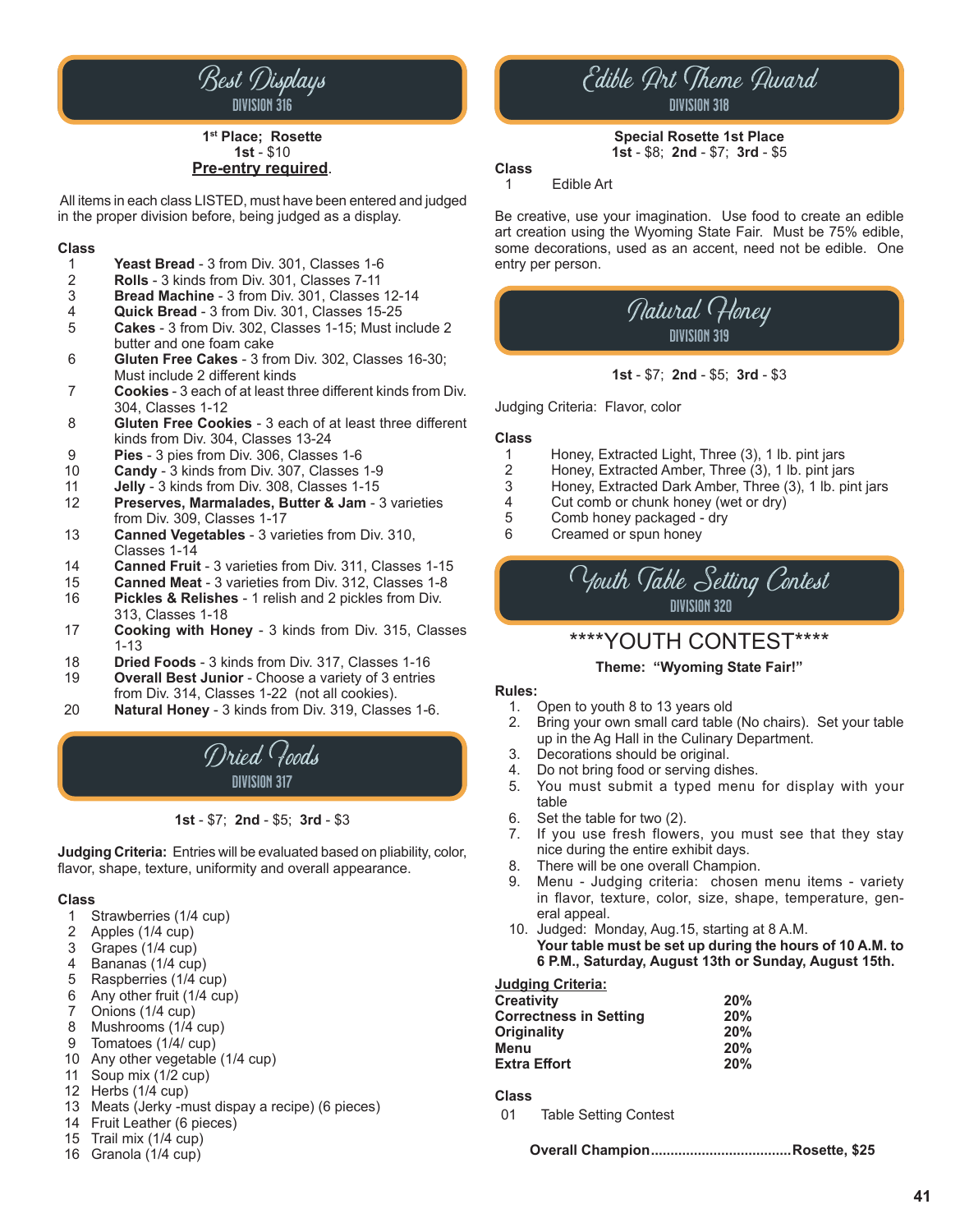## Best Displays

### DIVISION 316

**1st Place; Rosette**
**1st** - $10
**Pre-entry required**.

All items in each class LISTED, must have been entered and judged in the proper division before, being judged as a display.

**Class**

1. **Yeast Bread** - 3 from Div. 301, Classes 1-6
2. **Rolls** - 3 kinds from Div. 301, Classes 7-11
3. **Bread Machine** - 3 from Div. 301, Classes 12-14
4. **Quick Bread** - 3 from Div. 301, Classes 15-25
5. **Cakes** - 3 from Div. 302, Classes 1-15; Must include 2 butter and one foam cake
6. **Gluten Free Cakes** - 3 from Div. 302, Classes 16-30; Must include 2 different kinds
7. **Cookies** - 3 each of at least three different kinds from Div. 304, Classes 1-12
8. **Gluten Free Cookies** - 3 each of at least three different kinds from Div. 304, Classes 13-24
9. **Pies** - 3 pies from Div. 306, Classes 1-6
10. **Candy** - 3 kinds from Div. 307, Classes 1-9
11. **Jelly** - 3 kinds from Div. 308, Classes 1-15
12. **Preserves, Marmalades, Butter & Jam** - 3 varieties from Div. 309, Classes 1-17
13. **Canned Vegetables** - 3 varieties from Div. 310, Classes 1-14
14. **Canned Fruit** - 3 varieties from Div. 311, Classes 1-15
15. **Canned Meat** - 3 varieties from Div. 312, Classes 1-8
16. **Pickles & Relishes** - 1 relish and 2 pickles from Div. 313, Classes 1-18
17. **Cooking with Honey** - 3 kinds from Div. 315, Classes 1-13
18. **Dried Foods** - 3 kinds from Div. 317, Classes 1-16
19. **Overall Best Junior** - Choose a variety of 3 entries from Div. 314, Classes 1-22 (not all cookies).
20. **Natural Honey** - 3 kinds from Div. 319, Classes 1-6.

## Dried Foods

### DIVISION 317

**1st** - $7; **2nd** - $5; **3rd** - $3

**Judging Criteria:** Entries will be evaluated based on pliability, color, flavor, shape, texture, uniformity and overall appearance.

**Class**

1. Strawberries (1/4 cup)
2. Apples (1/4 cup)
3. Grapes (1/4 cup)
4. Bananas (1/4 cup)
5. Raspberries (1/4 cup)
6. Any other fruit (1/4 cup)
7. Onions (1/4 cup)
8. Mushrooms (1/4 cup)
9. Tomatoes (1/4/ cup)
10. Any other vegetable (1/4 cup)
11. Soup mix (1/2 cup)
12. Herbs (1/4 cup)
13. Meats (Jerky -must dispay a recipe) (6 pieces)
14. Fruit Leather (6 pieces)
15. Trail mix (1/4 cup)
16. Granola (1/4 cup)

## Edible Art Theme Award

### DIVISION 318

**Special Rosette 1st Place**
**1st** - $8; **2nd** - $7; **3rd** - $5

**Class**

1. Edible Art

Be creative, use your imagination. Use food to create an edible art creation using the Wyoming State Fair. Must be 75% edible, some decorations, used as an accent, need not be edible. One entry per person.

## Natural Honey

### DIVISION 319

**1st** - $7; **2nd** - $5; **3rd** - $3

Judging Criteria: Flavor, color

**Class**

1. Honey, Extracted Light, Three (3), 1 lb. pint jars
2. Honey, Extracted Amber, Three (3), 1 lb. pint jars
3. Honey, Extracted Dark Amber, Three (3), 1 lb. pint jars
4. Cut comb or chunk honey (wet or dry)
5. Comb honey packaged - dry
6. Creamed or spun honey

## Youth Table Setting Contest

### DIVISION 320

****YOUTH CONTEST****

**Theme: "Wyoming State Fair!"**

**Rules:**

1. Open to youth 8 to 13 years old
2. Bring your own small card table (No chairs). Set your table up in the Ag Hall in the Culinary Department.
3. Decorations should be original.
4. Do not bring food or serving dishes.
5. You must submit a typed menu for display with your table
6. Set the table for two (2).
7. If you use fresh flowers, you must see that they stay nice during the entire exhibit days.
8. There will be one overall Champion.
9. Menu - Judging criteria: chosen menu items - variety in flavor, texture, color, size, shape, temperature, general appeal.
10. Judged: Monday, Aug.15, starting at 8 A.M.
    **Your table must be set up during the hours of 10 A.M. to 6 P.M., Saturday, August 13th or Sunday, August 15th.**

**Judging Criteria:**

| | |
|---|---|
| **Creativity** | **20%** |
| **Correctness in Setting** | **20%** |
| **Originality** | **20%** |
| **Menu** | **20%** |
| **Extra Effort** | **20%** |

**Class**

01 Table Setting Contest

**Overall Champion...................................Rosette, $25**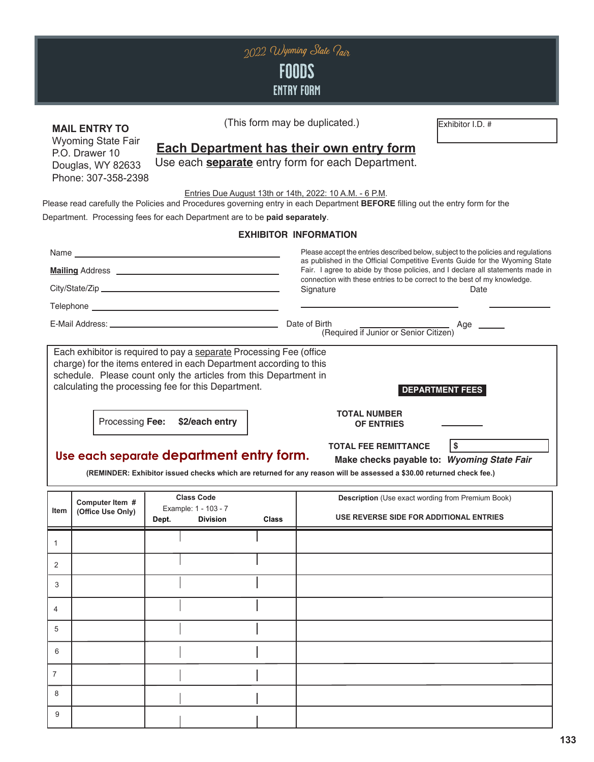# 2022 Wyoming State Fair
# FOODS
## ENTRY FORM

**MAIL ENTRY TO**
Wyoming State Fair
P.O. Drawer 10
Douglas, WY 82633
Phone: 307-358-2398

(This form may be duplicated.)

**Each Department has their own entry form**
Use each **separate** entry form for each Department.

Exhibitor I.D. #

Entries Due August 13th or 14th, 2022: 10 A.M. - 6 P.M.

Please read carefully the Policies and Procedures governing entry in each Department **BEFORE** filling out the entry form for the Department. Processing fees for each Department are to be **paid separately**.

### EXHIBITOR INFORMATION

Name ______________________________

**Mailing** Address ______________________________

City/State/Zip ______________________________

Telephone ______________________________

E-Mail Address: ______________________________

Please accept the entries described below, subject to the policies and regulations as published in the Official Competitive Events Guide for the Wyoming State Fair. I agree to abide by those policies, and I declare all statements made in connection with these entries to be correct to the best of my knowledge.

Signature ______________________ Date __________

Date of Birth ______________ Age ______
(Required if Junior or Senior Citizen)

Each exhibitor is required to pay a separate Processing Fee (office charge) for the items entered in each Department according to this schedule. Please count only the articles from this Department in calculating the processing fee for this Department.

Processing **Fee:** **$2/each entry**

**DEPARTMENT FEES**

**TOTAL NUMBER OF ENTRIES** __________

**TOTAL FEE REMITTANCE** $ __________

**Make checks payable to:** ***Wyoming State Fair***

**Use each separate department entry form.**

**(REMINDER: Exhibitor issued checks which are returned for any reason will be assessed a $30.00 returned check fee.)**

| Item | Computer Item # (Office Use Only) | Class Code (Example: 1 - 103 - 7) Dept. | Division | Class | Description (Use exact wording from Premium Book) USE REVERSE SIDE FOR ADDITIONAL ENTRIES |
|---|---|---|---|---|---|
| 1 | | | | | |
| 2 | | | | | |
| 3 | | | | | |
| 4 | | | | | |
| 5 | | | | | |
| 6 | | | | | |
| 7 | | | | | |
| 8 | | | | | |
| 9 | | | | | |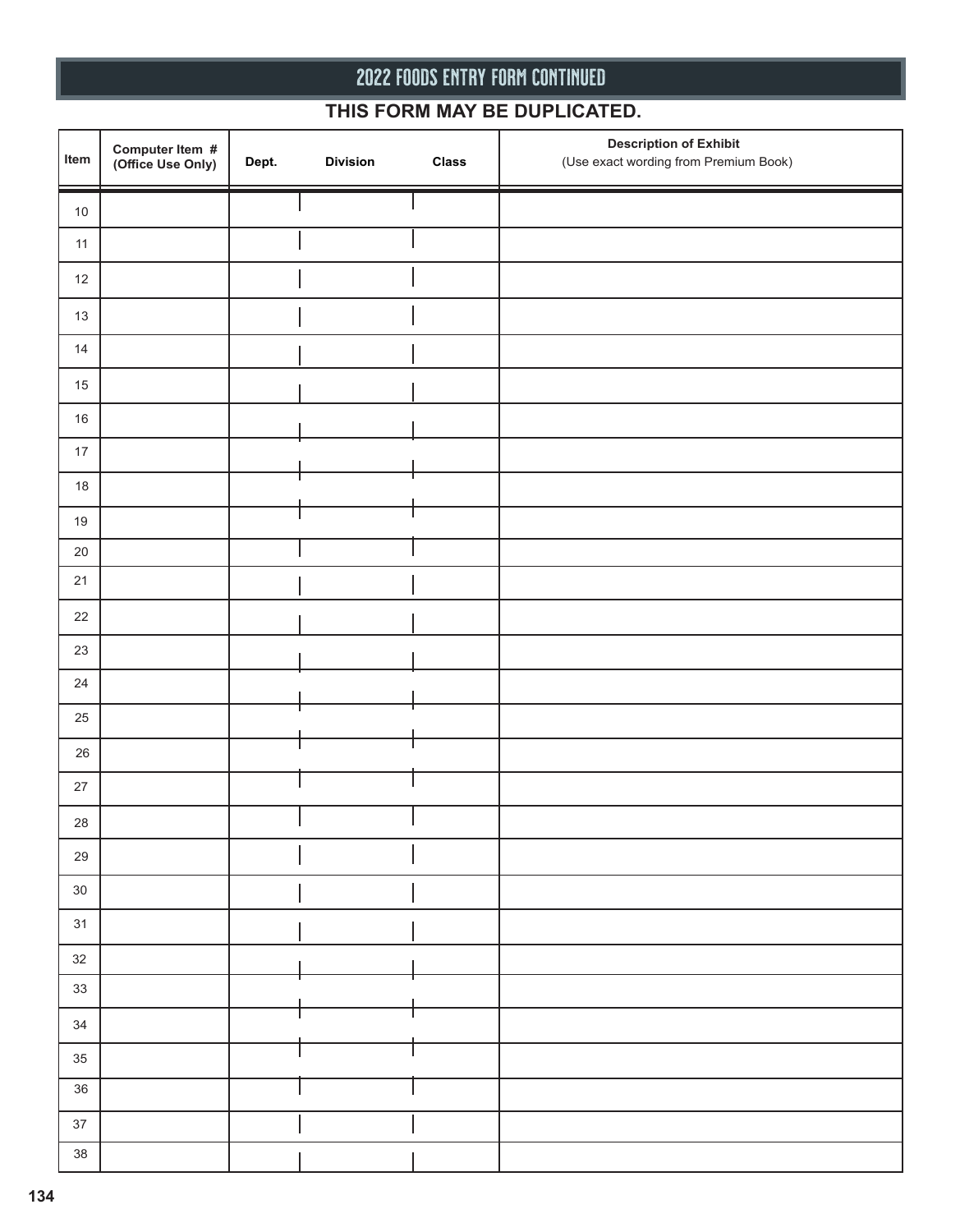# 2022 FOODS ENTRY FORM CONTINUED

**THIS FORM MAY BE DUPLICATED.**

| Item | Computer Item # (Office Use Only) | Dept. | Division | Class | Description of Exhibit (Use exact wording from Premium Book) |
|---|---|---|---|---|---|
| 10 | | | | | |
| 11 | | | | | |
| 12 | | | | | |
| 13 | | | | | |
| 14 | | | | | |
| 15 | | | | | |
| 16 | | | | | |
| 17 | | | | | |
| 18 | | | | | |
| 19 | | | | | |
| 20 | | | | | |
| 21 | | | | | |
| 22 | | | | | |
| 23 | | | | | |
| 24 | | | | | |
| 25 | | | | | |
| 26 | | | | | |
| 27 | | | | | |
| 28 | | | | | |
| 29 | | | | | |
| 30 | | | | | |
| 31 | | | | | |
| 32 | | | | | |
| 33 | | | | | |
| 34 | | | | | |
| 35 | | | | | |
| 36 | | | | | |
| 37 | | | | | |
| 38 | | | | | |